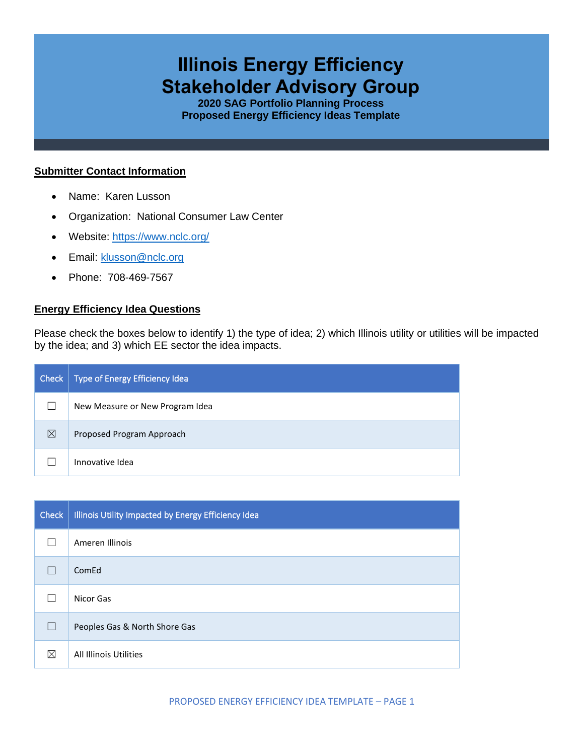# Illinois Energy Efficiency Stakeholder Advisory Group

**2020 SAG Portfolio Planning Process**
**Proposed Energy Efficiency Ideas Template**

## Submitter Contact Information

- Name: Karen Lusson
- Organization: National Consumer Law Center
- Website: https://www.nclc.org/
- Email: klusson@nclc.org
- Phone: 708-469-7567

## Energy Efficiency Idea Questions

Please check the boxes below to identify 1) the type of idea; 2) which Illinois utility or utilities will be impacted by the idea; and 3) which EE sector the idea impacts.

| Check | Type of Energy Efficiency Idea |
|---|---|
| ☐ | New Measure or New Program Idea |
| ☒ | Proposed Program Approach |
| ☐ | Innovative Idea |

| Check | Illinois Utility Impacted by Energy Efficiency Idea |
|---|---|
| ☐ | Ameren Illinois |
| ☐ | ComEd |
| ☐ | Nicor Gas |
| ☐ | Peoples Gas & North Shore Gas |
| ☒ | All Illinois Utilities |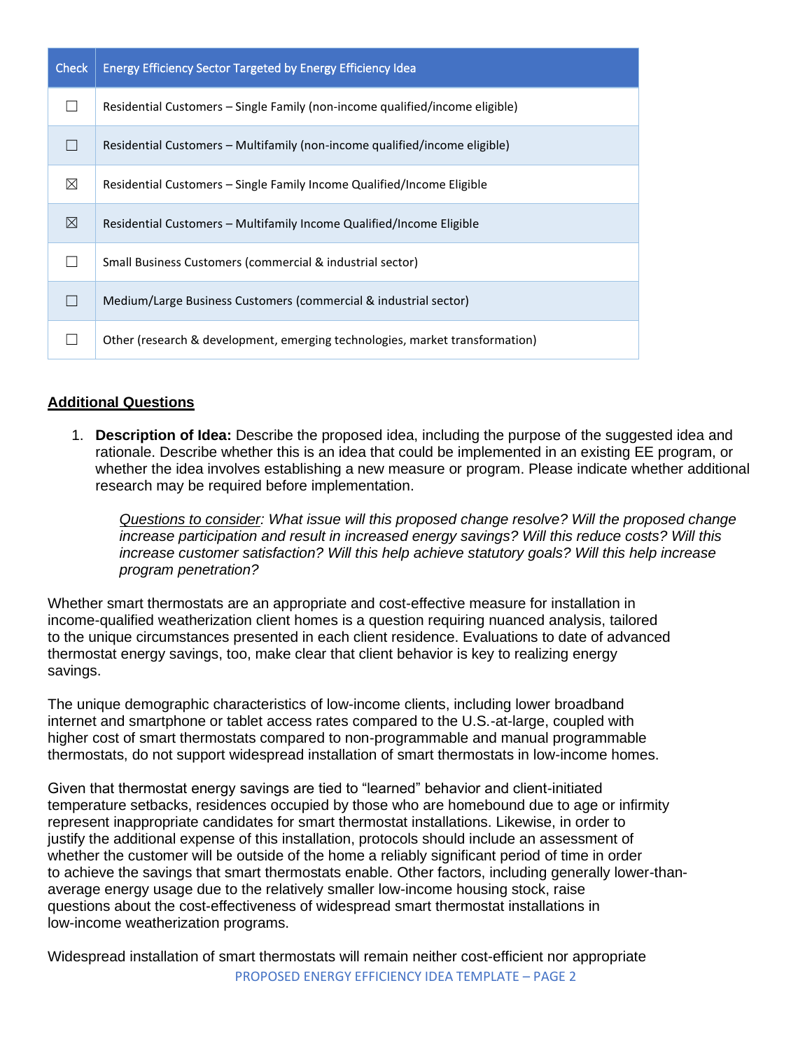| Check | Energy Efficiency Sector Targeted by Energy Efficiency Idea |
| --- | --- |
| ☐ | Residential Customers – Single Family (non-income qualified/income eligible) |
| ☐ | Residential Customers – Multifamily (non-income qualified/income eligible) |
| ☒ | Residential Customers – Single Family Income Qualified/Income Eligible |
| ☒ | Residential Customers – Multifamily Income Qualified/Income Eligible |
| ☐ | Small Business Customers (commercial & industrial sector) |
| ☐ | Medium/Large Business Customers (commercial & industrial sector) |
| ☐ | Other (research & development, emerging technologies, market transformation) |

## Additional Questions

1. **Description of Idea:** Describe the proposed idea, including the purpose of the suggested idea and rationale. Describe whether this is an idea that could be implemented in an existing EE program, or whether the idea involves establishing a new measure or program. Please indicate whether additional research may be required before implementation.

   *Questions to consider: What issue will this proposed change resolve? Will the proposed change increase participation and result in increased energy savings? Will this reduce costs? Will this increase customer satisfaction? Will this help achieve statutory goals? Will this help increase program penetration?*

Whether smart thermostats are an appropriate and cost-effective measure for installation in income-qualified weatherization client homes is a question requiring nuanced analysis, tailored to the unique circumstances presented in each client residence. Evaluations to date of advanced thermostat energy savings, too, make clear that client behavior is key to realizing energy savings.

The unique demographic characteristics of low-income clients, including lower broadband internet and smartphone or tablet access rates compared to the U.S.-at-large, coupled with higher cost of smart thermostats compared to non-programmable and manual programmable thermostats, do not support widespread installation of smart thermostats in low-income homes.

Given that thermostat energy savings are tied to "learned" behavior and client-initiated temperature setbacks, residences occupied by those who are homebound due to age or infirmity represent inappropriate candidates for smart thermostat installations. Likewise, in order to justify the additional expense of this installation, protocols should include an assessment of whether the customer will be outside of the home a reliably significant period of time in order to achieve the savings that smart thermostats enable. Other factors, including generally lower-than-average energy usage due to the relatively smaller low-income housing stock, raise questions about the cost-effectiveness of widespread smart thermostat installations in low-income weatherization programs.

Widespread installation of smart thermostats will remain neither cost-efficient nor appropriate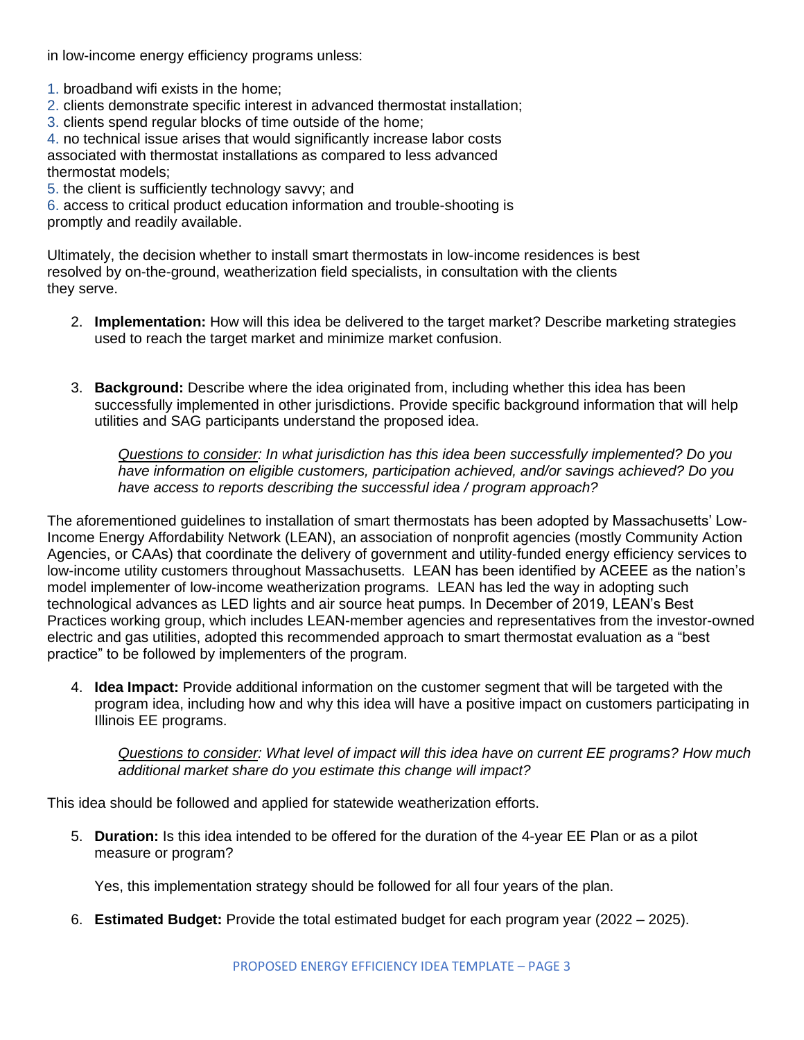in low-income energy efficiency programs unless:

1. broadband wifi exists in the home;
2. clients demonstrate specific interest in advanced thermostat installation;
3. clients spend regular blocks of time outside of the home;
4. no technical issue arises that would significantly increase labor costs associated with thermostat installations as compared to less advanced thermostat models;
5. the client is sufficiently technology savvy; and
6. access to critical product education information and trouble-shooting is promptly and readily available.

Ultimately, the decision whether to install smart thermostats in low-income residences is best resolved by on-the-ground, weatherization field specialists, in consultation with the clients they serve.

2. **Implementation:** How will this idea be delivered to the target market? Describe marketing strategies used to reach the target market and minimize market confusion.

3. **Background:** Describe where the idea originated from, including whether this idea has been successfully implemented in other jurisdictions. Provide specific background information that will help utilities and SAG participants understand the proposed idea.

   *Questions to consider: In what jurisdiction has this idea been successfully implemented? Do you have information on eligible customers, participation achieved, and/or savings achieved? Do you have access to reports describing the successful idea / program approach?*

The aforementioned guidelines to installation of smart thermostats has been adopted by Massachusetts' Low-Income Energy Affordability Network (LEAN), an association of nonprofit agencies (mostly Community Action Agencies, or CAAs) that coordinate the delivery of government and utility-funded energy efficiency services to low-income utility customers throughout Massachusetts. LEAN has been identified by ACEEE as the nation's model implementer of low-income weatherization programs. LEAN has led the way in adopting such technological advances as LED lights and air source heat pumps. In December of 2019, LEAN's Best Practices working group, which includes LEAN-member agencies and representatives from the investor-owned electric and gas utilities, adopted this recommended approach to smart thermostat evaluation as a "best practice" to be followed by implementers of the program.

4. **Idea Impact:** Provide additional information on the customer segment that will be targeted with the program idea, including how and why this idea will have a positive impact on customers participating in Illinois EE programs.

   *Questions to consider: What level of impact will this idea have on current EE programs? How much additional market share do you estimate this change will impact?*

This idea should be followed and applied for statewide weatherization efforts.

5. **Duration:** Is this idea intended to be offered for the duration of the 4-year EE Plan or as a pilot measure or program?

   Yes, this implementation strategy should be followed for all four years of the plan.

6. **Estimated Budget:** Provide the total estimated budget for each program year (2022 – 2025).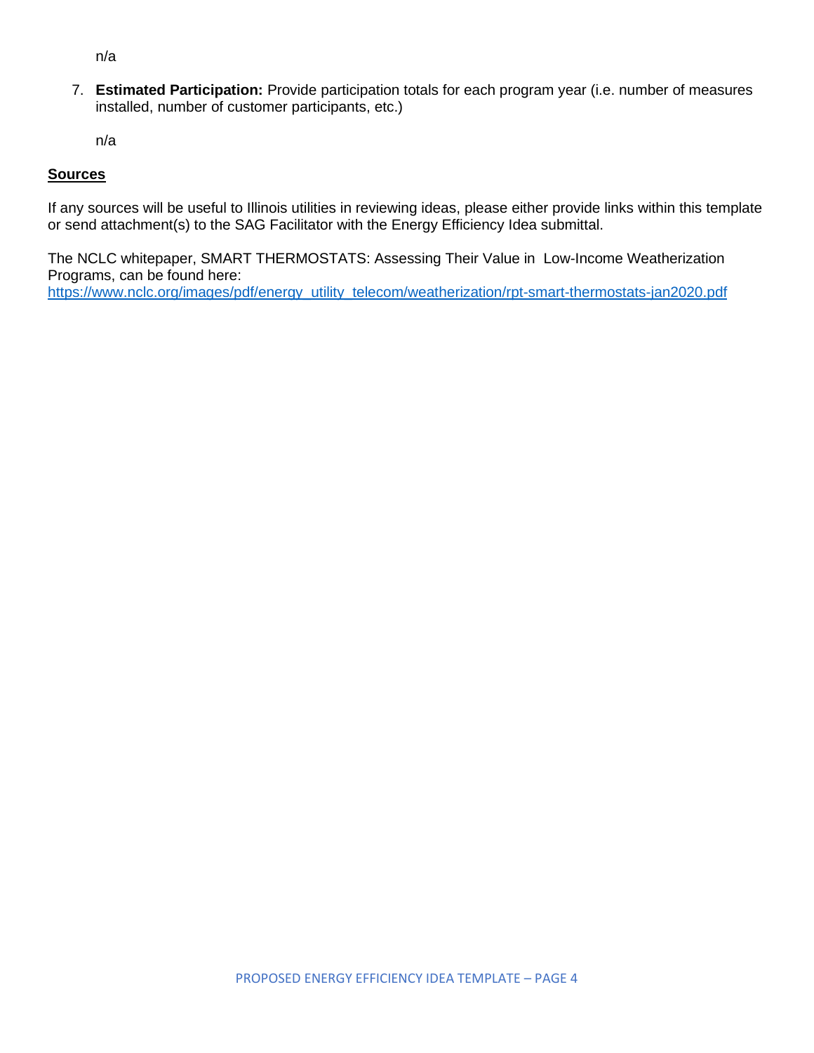n/a

7. **Estimated Participation:** Provide participation totals for each program year (i.e. number of measures installed, number of customer participants, etc.)

   n/a

**Sources**

If any sources will be useful to Illinois utilities in reviewing ideas, please either provide links within this template or send attachment(s) to the SAG Facilitator with the Energy Efficiency Idea submittal.

The NCLC whitepaper, SMART THERMOSTATS: Assessing Their Value in Low-Income Weatherization Programs, can be found here:
https://www.nclc.org/images/pdf/energy_utility_telecom/weatherization/rpt-smart-thermostats-jan2020.pdf